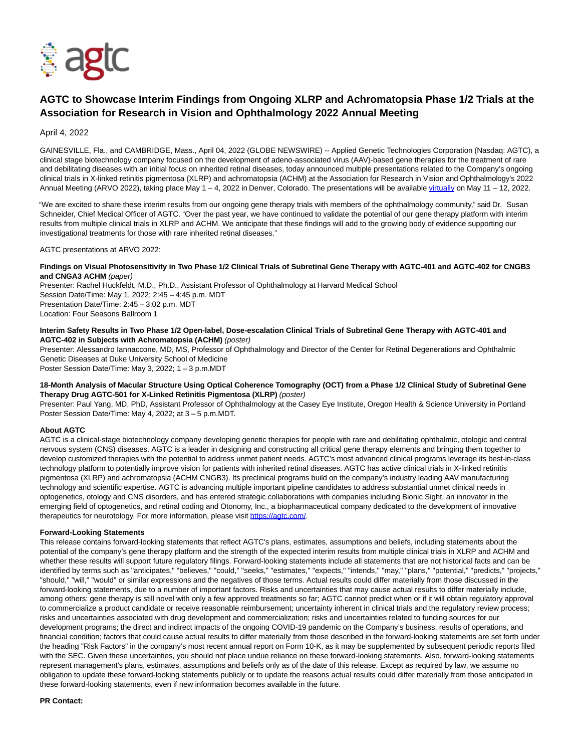# AGTC to Showcase Interim Findings from Ongoing XLRP and Achromatopsia Phase 1/2 Trials at the Association for Research in Vision and Ophthalmology 2022 Annual Meeting

April 4, 2022

GAINESVILLE, Fla., and CAMBRIDGE, Mass., April 04, 2022 (GLOBE NEWSWIRE) -- Applied Genetic Technologies Corporation (Nasdaq: AGTC), a clinical stage biotechnology company focused on the development of adeno-associated virus (AAV)-based gene therapies for the treatment of rare and debilitating diseases with an initial focus on inherited retinal diseases, today announced multiple presentations related to the Company's ongoing clinical trials in X-linked retinitis pigmentosa (XLRP) and achromatopsia (ACHM) at the Association for Research in Vision and Ophthalmology's 2022 Annual Meeting (ARVO 2022), taking place May 1 – 4, 2022 in Denver, Colorado. The presentations will be available virtually on May 11 – 12, 2022.

"We are excited to share these interim results from our ongoing gene therapy trials with members of the ophthalmology community," said Dr. Susan Schneider, Chief Medical Officer of AGTC. "Over the past year, we have continued to validate the potential of our gene therapy platform with interim results from multiple clinical trials in XLRP and ACHM. We anticipate that these findings will add to the growing body of evidence supporting our investigational treatments for those with rare inherited retinal diseases."

AGTC presentations at ARVO 2022:

**Findings on Visual Photosensitivity in Two Phase 1/2 Clinical Trials of Subretinal Gene Therapy with AGTC-401 and AGTC-402 for CNGB3 and CNGA3 ACHM** *(paper)*
Presenter: Rachel Huckfeldt, M.D., Ph.D., Assistant Professor of Ophthalmology at Harvard Medical School
Session Date/Time: May 1, 2022; 2:45 – 4:45 p.m. MDT
Presentation Date/Time: 2:45 – 3:02 p.m. MDT
Location: Four Seasons Ballroom 1

**Interim Safety Results in Two Phase 1/2 Open-label, Dose-escalation Clinical Trials of Subretinal Gene Therapy with AGTC-401 and AGTC-402 in Subjects with Achromatopsia (ACHM)** *(poster)*
Presenter: Alessandro Iannaccone, MD, MS, Professor of Ophthalmology and Director of the Center for Retinal Degenerations and Ophthalmic Genetic Diseases at Duke University School of Medicine
Poster Session Date/Time: May 3, 2022; 1 – 3 p.m.MDT

**18-Month Analysis of Macular Structure Using Optical Coherence Tomography (OCT) from a Phase 1/2 Clinical Study of Subretinal Gene Therapy Drug AGTC-501 for X-Linked Retinitis Pigmentosa (XLRP)** *(poster)*
Presenter: Paul Yang, MD, PhD, Assistant Professor of Ophthalmology at the Casey Eye Institute, Oregon Health & Science University in Portland
Poster Session Date/Time: May 4, 2022; at 3 – 5 p.m.MDT.

**About AGTC**
AGTC is a clinical-stage biotechnology company developing genetic therapies for people with rare and debilitating ophthalmic, otologic and central nervous system (CNS) diseases. AGTC is a leader in designing and constructing all critical gene therapy elements and bringing them together to develop customized therapies with the potential to address unmet patient needs. AGTC's most advanced clinical programs leverage its best-in-class technology platform to potentially improve vision for patients with inherited retinal diseases. AGTC has active clinical trials in X-linked retinitis pigmentosa (XLRP) and achromatopsia (ACHM CNGB3). Its preclinical programs build on the company's industry leading AAV manufacturing technology and scientific expertise. AGTC is advancing multiple important pipeline candidates to address substantial unmet clinical needs in optogenetics, otology and CNS disorders, and has entered strategic collaborations with companies including Bionic Sight, an innovator in the emerging field of optogenetics, and retinal coding and Otonomy, Inc., a biopharmaceutical company dedicated to the development of innovative therapeutics for neurotology. For more information, please visit https://agtc.com/.

**Forward-Looking Statements**
This release contains forward-looking statements that reflect AGTC's plans, estimates, assumptions and beliefs, including statements about the potential of the company's gene therapy platform and the strength of the expected interim results from multiple clinical trials in XLRP and ACHM and whether these results will support future regulatory filings. Forward-looking statements include all statements that are not historical facts and can be identified by terms such as "anticipates," "believes," "could," "seeks," "estimates," "expects," "intends," "may," "plans," "potential," "predicts," "projects," "should," "will," "would" or similar expressions and the negatives of those terms. Actual results could differ materially from those discussed in the forward-looking statements, due to a number of important factors. Risks and uncertainties that may cause actual results to differ materially include, among others: gene therapy is still novel with only a few approved treatments so far; AGTC cannot predict when or if it will obtain regulatory approval to commercialize a product candidate or receive reasonable reimbursement; uncertainty inherent in clinical trials and the regulatory review process; risks and uncertainties associated with drug development and commercialization; risks and uncertainties related to funding sources for our development programs; the direct and indirect impacts of the ongoing COVID-19 pandemic on the Company's business, results of operations, and financial condition; factors that could cause actual results to differ materially from those described in the forward-looking statements are set forth under the heading "Risk Factors" in the company's most recent annual report on Form 10-K, as it may be supplemented by subsequent periodic reports filed with the SEC. Given these uncertainties, you should not place undue reliance on these forward-looking statements. Also, forward-looking statements represent management's plans, estimates, assumptions and beliefs only as of the date of this release. Except as required by law, we assume no obligation to update these forward-looking statements publicly or to update the reasons actual results could differ materially from those anticipated in these forward-looking statements, even if new information becomes available in the future.

**PR Contact:**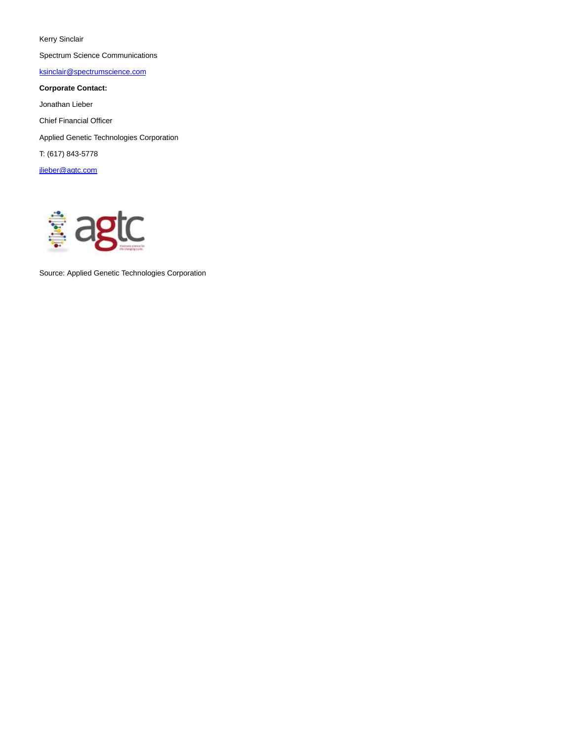Kerry Sinclair

Spectrum Science Communications

ksinclair@spectrumscience.com

**Corporate Contact:**

Jonathan Lieber

Chief Financial Officer

Applied Genetic Technologies Corporation

T: (617) 843-5778

jlieber@agtc.com

Source: Applied Genetic Technologies Corporation